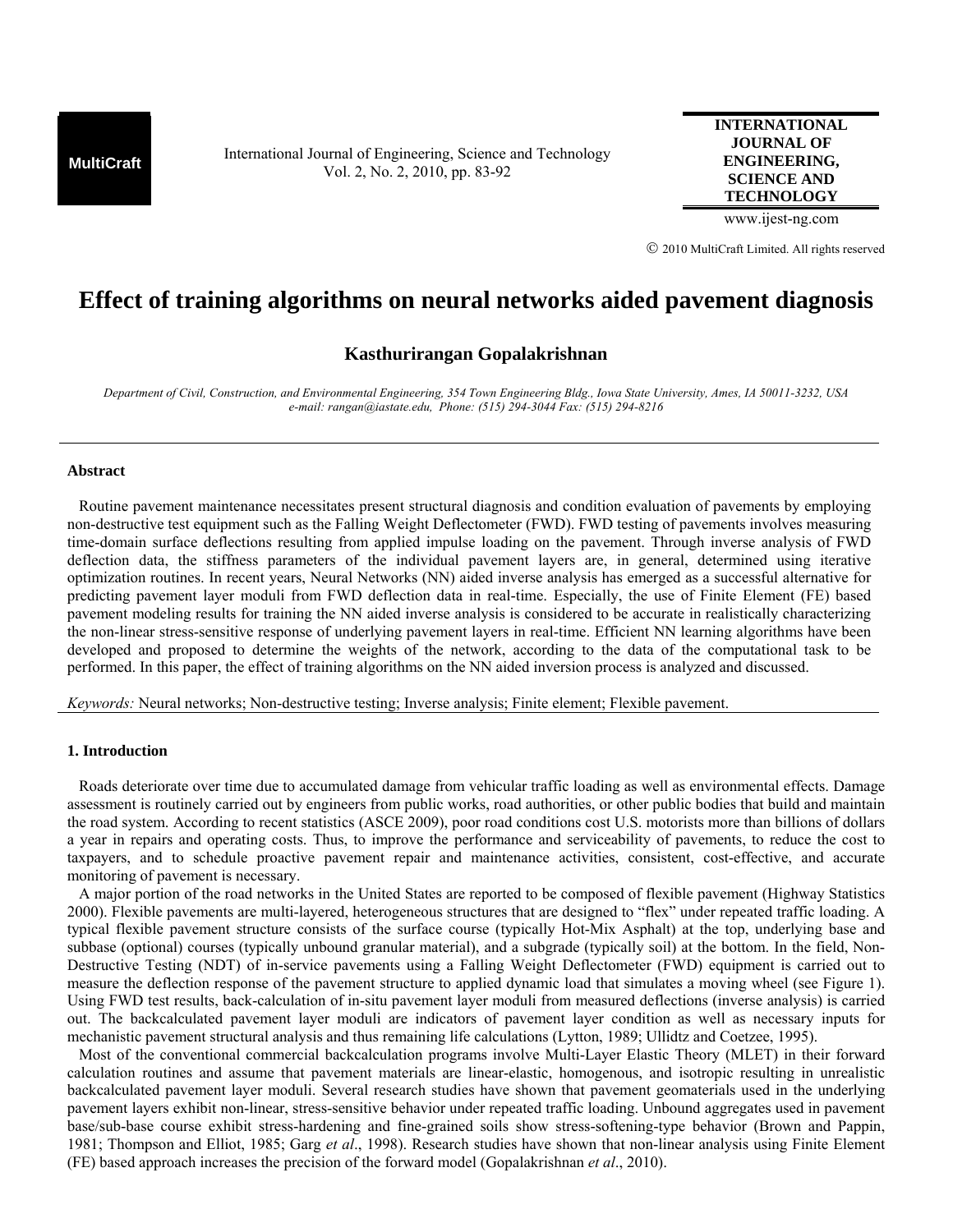# Effect of training algorithms on neural networks aided pavement diagnosis

## Kasthurirangan Gopalakrishnan

*Department of Civil, Construction, and Environmental Engineering, 354 Town Engineering Bldg., Iowa State University, Ames, IA 50011-3232, USA*
*e-mail: rangan@iastate.edu, Phone: (515) 294-3044 Fax: (515) 294-8216*

---

### Abstract

Routine pavement maintenance necessitates present structural diagnosis and condition evaluation of pavements by employing non-destructive test equipment such as the Falling Weight Deflectometer (FWD). FWD testing of pavements involves measuring time-domain surface deflections resulting from applied impulse loading on the pavement. Through inverse analysis of FWD deflection data, the stiffness parameters of the individual pavement layers are, in general, determined using iterative optimization routines. In recent years, Neural Networks (NN) aided inverse analysis has emerged as a successful alternative for predicting pavement layer moduli from FWD deflection data in real-time. Especially, the use of Finite Element (FE) based pavement modeling results for training the NN aided inverse analysis is considered to be accurate in realistically characterizing the non-linear stress-sensitive response of underlying pavement layers in real-time. Efficient NN learning algorithms have been developed and proposed to determine the weights of the network, according to the data of the computational task to be performed. In this paper, the effect of training algorithms on the NN aided inversion process is analyzed and discussed.

*Keywords:* Neural networks; Non-destructive testing; Inverse analysis; Finite element; Flexible pavement.

---

### 1. Introduction

Roads deteriorate over time due to accumulated damage from vehicular traffic loading as well as environmental effects. Damage assessment is routinely carried out by engineers from public works, road authorities, or other public bodies that build and maintain the road system. According to recent statistics (ASCE 2009), poor road conditions cost U.S. motorists more than billions of dollars a year in repairs and operating costs. Thus, to improve the performance and serviceability of pavements, to reduce the cost to taxpayers, and to schedule proactive pavement repair and maintenance activities, consistent, cost-effective, and accurate monitoring of pavement is necessary.

A major portion of the road networks in the United States are reported to be composed of flexible pavement (Highway Statistics 2000). Flexible pavements are multi-layered, heterogeneous structures that are designed to "flex" under repeated traffic loading. A typical flexible pavement structure consists of the surface course (typically Hot-Mix Asphalt) at the top, underlying base and subbase (optional) courses (typically unbound granular material), and a subgrade (typically soil) at the bottom. In the field, Non-Destructive Testing (NDT) of in-service pavements using a Falling Weight Deflectometer (FWD) equipment is carried out to measure the deflection response of the pavement structure to applied dynamic load that simulates a moving wheel (see Figure 1). Using FWD test results, back-calculation of in-situ pavement layer moduli from measured deflections (inverse analysis) is carried out. The backcalculated pavement layer moduli are indicators of pavement layer condition as well as necessary inputs for mechanistic pavement structural analysis and thus remaining life calculations (Lytton, 1989; Ullidtz and Coetzee, 1995).

Most of the conventional commercial backcalculation programs involve Multi-Layer Elastic Theory (MLET) in their forward calculation routines and assume that pavement materials are linear-elastic, homogenous, and isotropic resulting in unrealistic backcalculated pavement layer moduli. Several research studies have shown that pavement geomaterials used in the underlying pavement layers exhibit non-linear, stress-sensitive behavior under repeated traffic loading. Unbound aggregates used in pavement base/sub-base course exhibit stress-hardening and fine-grained soils show stress-softening-type behavior (Brown and Pappin, 1981; Thompson and Elliot, 1985; Garg *et al*., 1998). Research studies have shown that non-linear analysis using Finite Element (FE) based approach increases the precision of the forward model (Gopalakrishnan *et al*., 2010).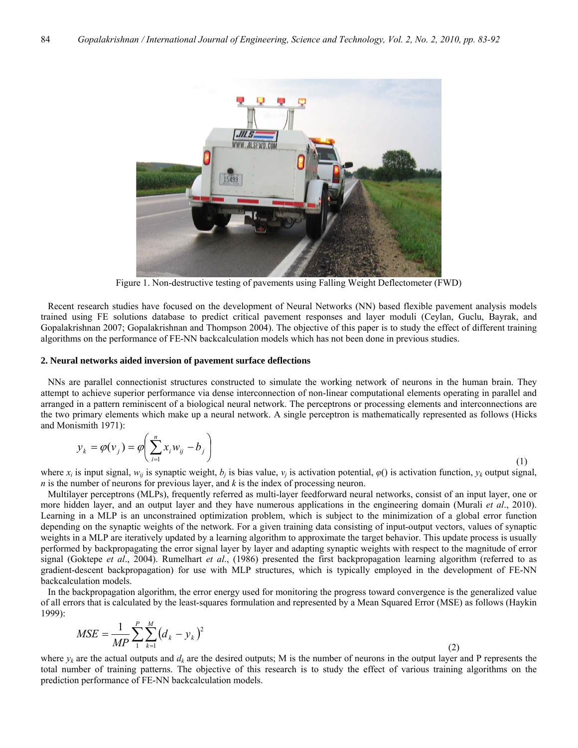Figure 1. Non-destructive testing of pavements using Falling Weight Deflectometer (FWD)

Recent research studies have focused on the development of Neural Networks (NN) based flexible pavement analysis models trained using FE solutions database to predict critical pavement responses and layer moduli (Ceylan, Guclu, Bayrak, and Gopalakrishnan 2007; Gopalakrishnan and Thompson 2004). The objective of this paper is to study the effect of different training algorithms on the performance of FE-NN backcalculation models which has not been done in previous studies.

**2. Neural networks aided inversion of pavement surface deflections**

NNs are parallel connectionist structures constructed to simulate the working network of neurons in the human brain. They attempt to achieve superior performance via dense interconnection of non-linear computational elements operating in parallel and arranged in a pattern reminiscent of a biological neural network. The perceptrons or processing elements and interconnections are the two primary elements which make up a neural network. A single perceptron is mathematically represented as follows (Hicks and Monismith 1971):

$$y_k = \varphi(v_j) = \varphi\left(\sum_{i=1}^{n} x_i w_{ij} - b_j\right) \tag{1}$$

where $x_i$ is input signal, $w_{ij}$ is synaptic weight, $b_j$ is bias value, $v_j$ is activation potential, $\varphi()$ is activation function, $y_k$ output signal, $n$ is the number of neurons for previous layer, and $k$ is the index of processing neuron.

Multilayer perceptrons (MLPs), frequently referred as multi-layer feedforward neural networks, consist of an input layer, one or more hidden layer, and an output layer and they have numerous applications in the engineering domain (Murali *et al*., 2010). Learning in a MLP is an unconstrained optimization problem, which is subject to the minimization of a global error function depending on the synaptic weights of the network. For a given training data consisting of input-output vectors, values of synaptic weights in a MLP are iteratively updated by a learning algorithm to approximate the target behavior. This update process is usually performed by backpropagating the error signal layer by layer and adapting synaptic weights with respect to the magnitude of error signal (Goktepe *et al*., 2004). Rumelhart *et al*., (1986) presented the first backpropagation learning algorithm (referred to as gradient-descent backpropagation) for use with MLP structures, which is typically employed in the development of FE-NN backcalculation models.

In the backpropagation algorithm, the error energy used for monitoring the progress toward convergence is the generalized value of all errors that is calculated by the least-squares formulation and represented by a Mean Squared Error (MSE) as follows (Haykin 1999):

$$MSE = \frac{1}{MP}\sum_{1}^{P}\sum_{k=1}^{M}\left(d_k - y_k\right)^2 \tag{2}$$

where $y_k$ are the actual outputs and $d_k$ are the desired outputs; M is the number of neurons in the output layer and P represents the total number of training patterns. The objective of this research is to study the effect of various training algorithms on the prediction performance of FE-NN backcalculation models.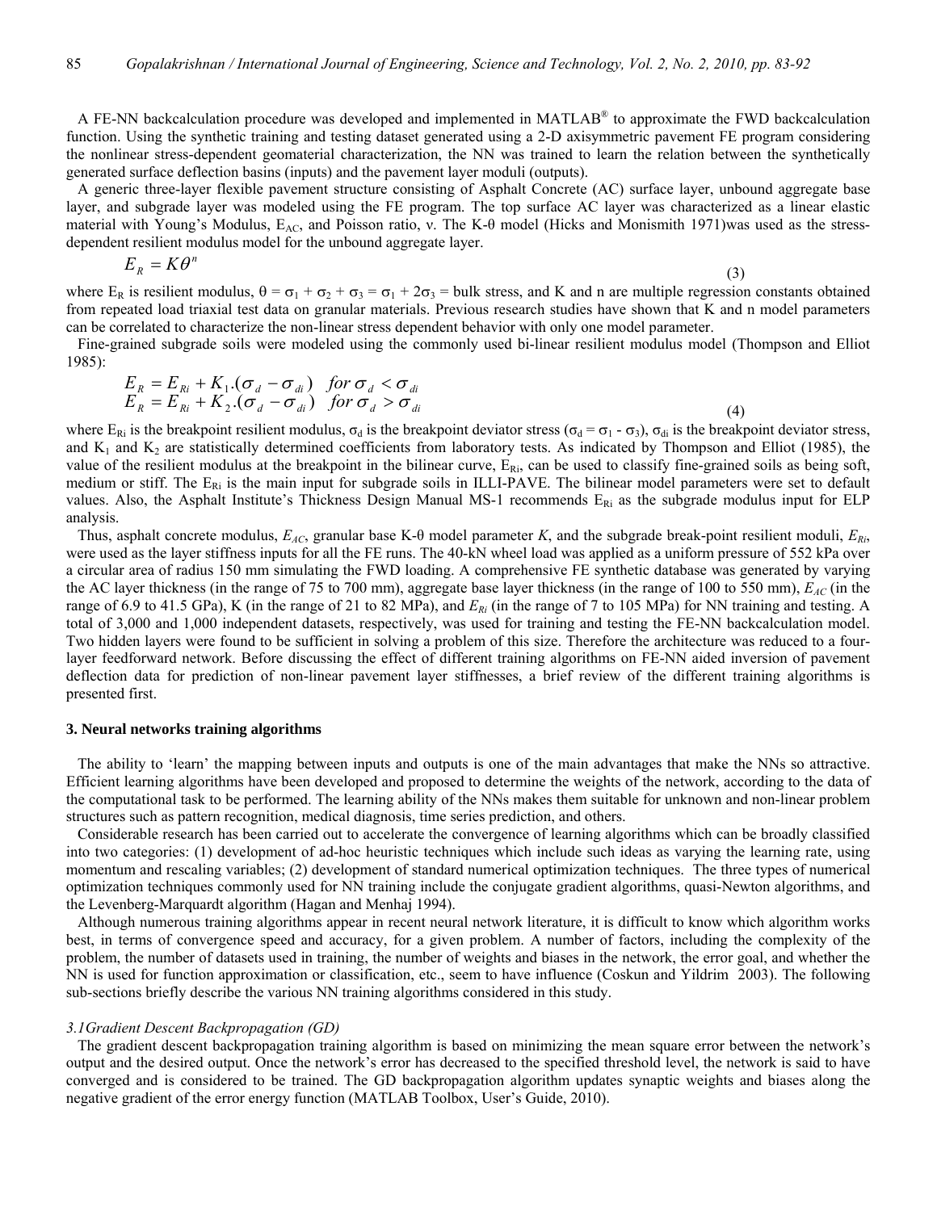A FE-NN backcalculation procedure was developed and implemented in MATLAB® to approximate the FWD backcalculation function. Using the synthetic training and testing dataset generated using a 2-D axisymmetric pavement FE program considering the nonlinear stress-dependent geomaterial characterization, the NN was trained to learn the relation between the synthetically generated surface deflection basins (inputs) and the pavement layer moduli (outputs).

A generic three-layer flexible pavement structure consisting of Asphalt Concrete (AC) surface layer, unbound aggregate base layer, and subgrade layer was modeled using the FE program. The top surface AC layer was characterized as a linear elastic material with Young's Modulus, $E_{AC}$, and Poisson ratio, ν. The K-θ model (Hicks and Monismith 1971)was used as the stress-dependent resilient modulus model for the unbound aggregate layer.

$$E_R = K\theta^n \tag{3}$$

where $E_R$ is resilient modulus, $\theta = \sigma_1 + \sigma_2 + \sigma_3 = \sigma_1 + 2\sigma_3$ = bulk stress, and K and n are multiple regression constants obtained from repeated load triaxial test data on granular materials. Previous research studies have shown that K and n model parameters can be correlated to characterize the non-linear stress dependent behavior with only one model parameter.

Fine-grained subgrade soils were modeled using the commonly used bi-linear resilient modulus model (Thompson and Elliot 1985):

$$\begin{aligned} E_R &= E_{Ri} + K_1.(\sigma_d - \sigma_{di}) \quad for\ \sigma_d < \sigma_{di} \\ E_R &= E_{Ri} + K_2.(\sigma_d - \sigma_{di}) \quad for\ \sigma_d > \sigma_{di} \end{aligned} \tag{4}$$

where $E_{Ri}$ is the breakpoint resilient modulus, $\sigma_d$ is the breakpoint deviator stress ($\sigma_d = \sigma_1 - \sigma_3$), $\sigma_{di}$ is the breakpoint deviator stress, and $K_1$ and $K_2$ are statistically determined coefficients from laboratory tests. As indicated by Thompson and Elliot (1985), the value of the resilient modulus at the breakpoint in the bilinear curve, $E_{Ri}$, can be used to classify fine-grained soils as being soft, medium or stiff. The $E_{Ri}$ is the main input for subgrade soils in ILLI-PAVE. The bilinear model parameters were set to default values. Also, the Asphalt Institute's Thickness Design Manual MS-1 recommends $E_{Ri}$ as the subgrade modulus input for ELP analysis.

Thus, asphalt concrete modulus, $E_{AC}$, granular base K-θ model parameter $K$, and the subgrade break-point resilient moduli, $E_{Ri}$, were used as the layer stiffness inputs for all the FE runs. The 40-kN wheel load was applied as a uniform pressure of 552 kPa over a circular area of radius 150 mm simulating the FWD loading. A comprehensive FE synthetic database was generated by varying the AC layer thickness (in the range of 75 to 700 mm), aggregate base layer thickness (in the range of 100 to 550 mm), $E_{AC}$ (in the range of 6.9 to 41.5 GPa), K (in the range of 21 to 82 MPa), and $E_{Ri}$ (in the range of 7 to 105 MPa) for NN training and testing. A total of 3,000 and 1,000 independent datasets, respectively, was used for training and testing the FE-NN backcalculation model. Two hidden layers were found to be sufficient in solving a problem of this size. Therefore the architecture was reduced to a four-layer feedforward network. Before discussing the effect of different training algorithms on FE-NN aided inversion of pavement deflection data for prediction of non-linear pavement layer stiffnesses, a brief review of the different training algorithms is presented first.

## 3. Neural networks training algorithms

The ability to 'learn' the mapping between inputs and outputs is one of the main advantages that make the NNs so attractive. Efficient learning algorithms have been developed and proposed to determine the weights of the network, according to the data of the computational task to be performed. The learning ability of the NNs makes them suitable for unknown and non-linear problem structures such as pattern recognition, medical diagnosis, time series prediction, and others.

Considerable research has been carried out to accelerate the convergence of learning algorithms which can be broadly classified into two categories: (1) development of ad-hoc heuristic techniques which include such ideas as varying the learning rate, using momentum and rescaling variables; (2) development of standard numerical optimization techniques. The three types of numerical optimization techniques commonly used for NN training include the conjugate gradient algorithms, quasi-Newton algorithms, and the Levenberg-Marquardt algorithm (Hagan and Menhaj 1994).

Although numerous training algorithms appear in recent neural network literature, it is difficult to know which algorithm works best, in terms of convergence speed and accuracy, for a given problem. A number of factors, including the complexity of the problem, the number of datasets used in training, the number of weights and biases in the network, the error goal, and whether the NN is used for function approximation or classification, etc., seem to have influence (Coskun and Yildrim 2003). The following sub-sections briefly describe the various NN training algorithms considered in this study.

### *3.1Gradient Descent Backpropagation (GD)*

The gradient descent backpropagation training algorithm is based on minimizing the mean square error between the network's output and the desired output. Once the network's error has decreased to the specified threshold level, the network is said to have converged and is considered to be trained. The GD backpropagation algorithm updates synaptic weights and biases along the negative gradient of the error energy function (MATLAB Toolbox, User's Guide, 2010).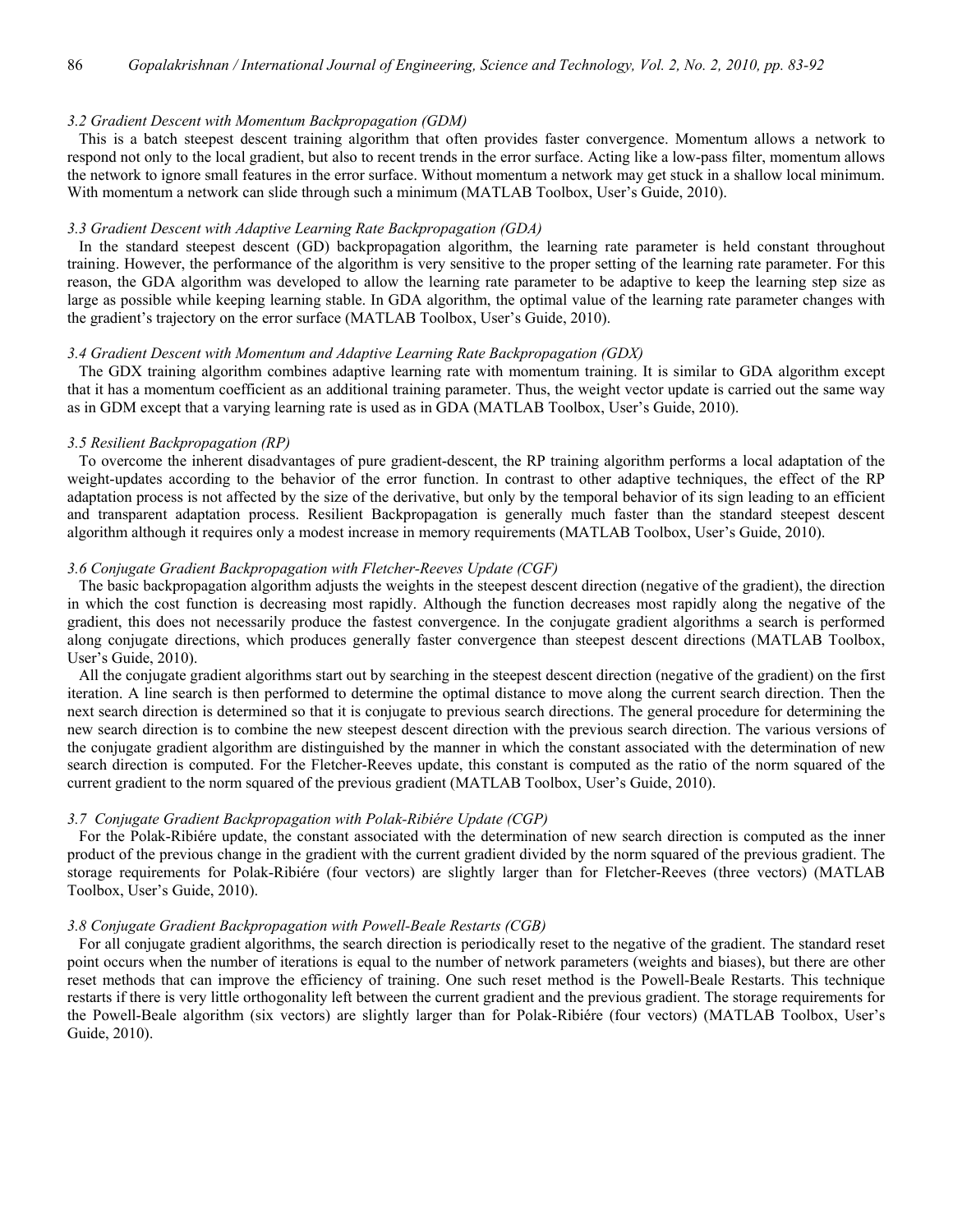### *3.2 Gradient Descent with Momentum Backpropagation (GDM)*

This is a batch steepest descent training algorithm that often provides faster convergence. Momentum allows a network to respond not only to the local gradient, but also to recent trends in the error surface. Acting like a low-pass filter, momentum allows the network to ignore small features in the error surface. Without momentum a network may get stuck in a shallow local minimum. With momentum a network can slide through such a minimum (MATLAB Toolbox, User's Guide, 2010).

### *3.3 Gradient Descent with Adaptive Learning Rate Backpropagation (GDA)*

In the standard steepest descent (GD) backpropagation algorithm, the learning rate parameter is held constant throughout training. However, the performance of the algorithm is very sensitive to the proper setting of the learning rate parameter. For this reason, the GDA algorithm was developed to allow the learning rate parameter to be adaptive to keep the learning step size as large as possible while keeping learning stable. In GDA algorithm, the optimal value of the learning rate parameter changes with the gradient's trajectory on the error surface (MATLAB Toolbox, User's Guide, 2010).

### *3.4 Gradient Descent with Momentum and Adaptive Learning Rate Backpropagation (GDX)*

The GDX training algorithm combines adaptive learning rate with momentum training. It is similar to GDA algorithm except that it has a momentum coefficient as an additional training parameter. Thus, the weight vector update is carried out the same way as in GDM except that a varying learning rate is used as in GDA (MATLAB Toolbox, User's Guide, 2010).

### *3.5 Resilient Backpropagation (RP)*

To overcome the inherent disadvantages of pure gradient-descent, the RP training algorithm performs a local adaptation of the weight-updates according to the behavior of the error function. In contrast to other adaptive techniques, the effect of the RP adaptation process is not affected by the size of the derivative, but only by the temporal behavior of its sign leading to an efficient and transparent adaptation process. Resilient Backpropagation is generally much faster than the standard steepest descent algorithm although it requires only a modest increase in memory requirements (MATLAB Toolbox, User's Guide, 2010).

### *3.6 Conjugate Gradient Backpropagation with Fletcher-Reeves Update (CGF)*

The basic backpropagation algorithm adjusts the weights in the steepest descent direction (negative of the gradient), the direction in which the cost function is decreasing most rapidly. Although the function decreases most rapidly along the negative of the gradient, this does not necessarily produce the fastest convergence. In the conjugate gradient algorithms a search is performed along conjugate directions, which produces generally faster convergence than steepest descent directions (MATLAB Toolbox, User's Guide, 2010).

All the conjugate gradient algorithms start out by searching in the steepest descent direction (negative of the gradient) on the first iteration. A line search is then performed to determine the optimal distance to move along the current search direction. Then the next search direction is determined so that it is conjugate to previous search directions. The general procedure for determining the new search direction is to combine the new steepest descent direction with the previous search direction. The various versions of the conjugate gradient algorithm are distinguished by the manner in which the constant associated with the determination of new search direction is computed. For the Fletcher-Reeves update, this constant is computed as the ratio of the norm squared of the current gradient to the norm squared of the previous gradient (MATLAB Toolbox, User's Guide, 2010).

### *3.7 Conjugate Gradient Backpropagation with Polak-Ribiére Update (CGP)*

For the Polak-Ribiére update, the constant associated with the determination of new search direction is computed as the inner product of the previous change in the gradient with the current gradient divided by the norm squared of the previous gradient. The storage requirements for Polak-Ribiére (four vectors) are slightly larger than for Fletcher-Reeves (three vectors) (MATLAB Toolbox, User's Guide, 2010).

### *3.8 Conjugate Gradient Backpropagation with Powell-Beale Restarts (CGB)*

For all conjugate gradient algorithms, the search direction is periodically reset to the negative of the gradient. The standard reset point occurs when the number of iterations is equal to the number of network parameters (weights and biases), but there are other reset methods that can improve the efficiency of training. One such reset method is the Powell-Beale Restarts. This technique restarts if there is very little orthogonality left between the current gradient and the previous gradient. The storage requirements for the Powell-Beale algorithm (six vectors) are slightly larger than for Polak-Ribiére (four vectors) (MATLAB Toolbox, User's Guide, 2010).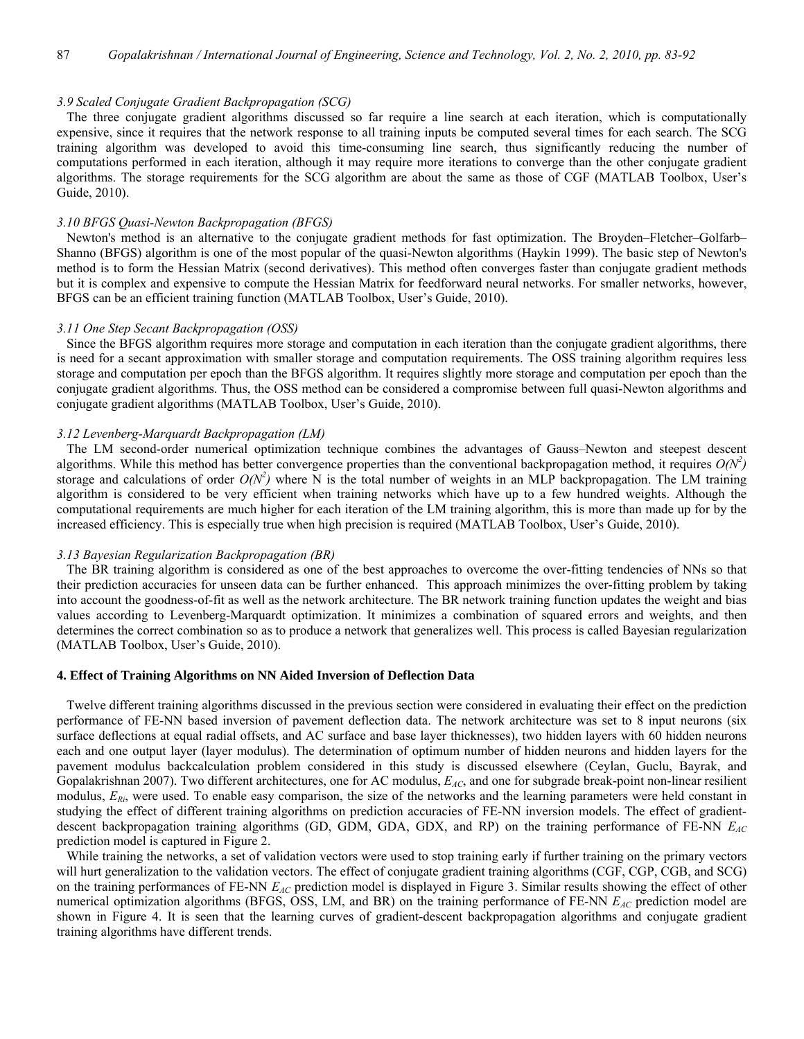### *3.9 Scaled Conjugate Gradient Backpropagation (SCG)*

The three conjugate gradient algorithms discussed so far require a line search at each iteration, which is computationally expensive, since it requires that the network response to all training inputs be computed several times for each search. The SCG training algorithm was developed to avoid this time-consuming line search, thus significantly reducing the number of computations performed in each iteration, although it may require more iterations to converge than the other conjugate gradient algorithms. The storage requirements for the SCG algorithm are about the same as those of CGF (MATLAB Toolbox, User's Guide, 2010).

### *3.10 BFGS Quasi-Newton Backpropagation (BFGS)*

Newton's method is an alternative to the conjugate gradient methods for fast optimization. The Broyden–Fletcher–Golfarb–Shanno (BFGS) algorithm is one of the most popular of the quasi-Newton algorithms (Haykin 1999). The basic step of Newton's method is to form the Hessian Matrix (second derivatives). This method often converges faster than conjugate gradient methods but it is complex and expensive to compute the Hessian Matrix for feedforward neural networks. For smaller networks, however, BFGS can be an efficient training function (MATLAB Toolbox, User's Guide, 2010).

### *3.11 One Step Secant Backpropagation (OSS)*

Since the BFGS algorithm requires more storage and computation in each iteration than the conjugate gradient algorithms, there is need for a secant approximation with smaller storage and computation requirements. The OSS training algorithm requires less storage and computation per epoch than the BFGS algorithm. It requires slightly more storage and computation per epoch than the conjugate gradient algorithms. Thus, the OSS method can be considered a compromise between full quasi-Newton algorithms and conjugate gradient algorithms (MATLAB Toolbox, User's Guide, 2010).

### *3.12 Levenberg-Marquardt Backpropagation (LM)*

The LM second-order numerical optimization technique combines the advantages of Gauss–Newton and steepest descent algorithms. While this method has better convergence properties than the conventional backpropagation method, it requires $O(N^2)$ storage and calculations of order $O(N^2)$ where N is the total number of weights in an MLP backpropagation. The LM training algorithm is considered to be very efficient when training networks which have up to a few hundred weights. Although the computational requirements are much higher for each iteration of the LM training algorithm, this is more than made up for by the increased efficiency. This is especially true when high precision is required (MATLAB Toolbox, User's Guide, 2010).

### *3.13 Bayesian Regularization Backpropagation (BR)*

The BR training algorithm is considered as one of the best approaches to overcome the over-fitting tendencies of NNs so that their prediction accuracies for unseen data can be further enhanced. This approach minimizes the over-fitting problem by taking into account the goodness-of-fit as well as the network architecture. The BR network training function updates the weight and bias values according to Levenberg-Marquardt optimization. It minimizes a combination of squared errors and weights, and then determines the correct combination so as to produce a network that generalizes well. This process is called Bayesian regularization (MATLAB Toolbox, User's Guide, 2010).

## **4. Effect of Training Algorithms on NN Aided Inversion of Deflection Data**

Twelve different training algorithms discussed in the previous section were considered in evaluating their effect on the prediction performance of FE-NN based inversion of pavement deflection data. The network architecture was set to 8 input neurons (six surface deflections at equal radial offsets, and AC surface and base layer thicknesses), two hidden layers with 60 hidden neurons each and one output layer (layer modulus). The determination of optimum number of hidden neurons and hidden layers for the pavement modulus backcalculation problem considered in this study is discussed elsewhere (Ceylan, Guclu, Bayrak, and Gopalakrishnan 2007). Two different architectures, one for AC modulus, $E_{AC}$, and one for subgrade break-point non-linear resilient modulus, $E_{Ri}$, were used. To enable easy comparison, the size of the networks and the learning parameters were held constant in studying the effect of different training algorithms on prediction accuracies of FE-NN inversion models. The effect of gradient-descent backpropagation training algorithms (GD, GDM, GDA, GDX, and RP) on the training performance of FE-NN $E_{AC}$ prediction model is captured in Figure 2.

While training the networks, a set of validation vectors were used to stop training early if further training on the primary vectors will hurt generalization to the validation vectors. The effect of conjugate gradient training algorithms (CGF, CGP, CGB, and SCG) on the training performances of FE-NN $E_{AC}$ prediction model is displayed in Figure 3. Similar results showing the effect of other numerical optimization algorithms (BFGS, OSS, LM, and BR) on the training performance of FE-NN $E_{AC}$ prediction model are shown in Figure 4. It is seen that the learning curves of gradient-descent backpropagation algorithms and conjugate gradient training algorithms have different trends.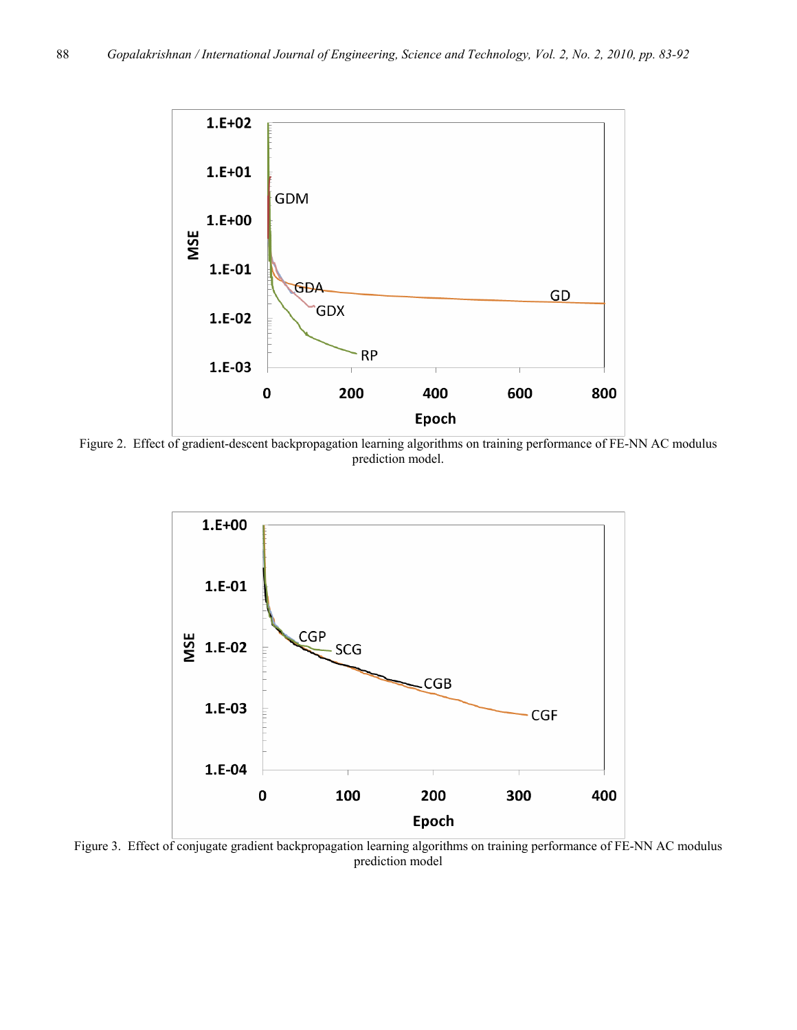Figure 2. Effect of gradient-descent backpropagation learning algorithms on training performance of FE-NN AC modulus prediction model.

Figure 3. Effect of conjugate gradient backpropagation learning algorithms on training performance of FE-NN AC modulus prediction model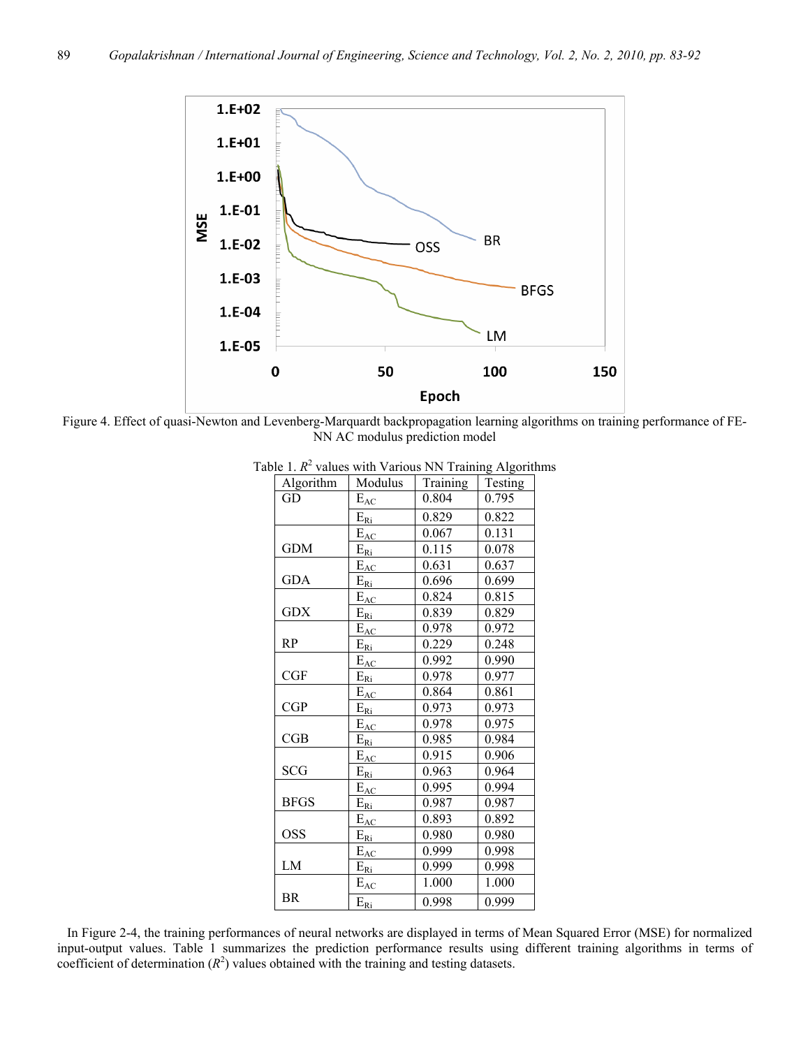Figure 4. Effect of quasi-Newton and Levenberg-Marquardt backpropagation learning algorithms on training performance of FE-NN AC modulus prediction model

Table 1. $R^2$ values with Various NN Training Algorithms

| Algorithm | Modulus | Training | Testing |
|---|---|---|---|
| GD | $E_{AC}$ | 0.804 | 0.795 |
| | $E_{Ri}$ | 0.829 | 0.822 |
| GDM | $E_{AC}$ | 0.067 | 0.131 |
| | $E_{Ri}$ | 0.115 | 0.078 |
| GDA | $E_{AC}$ | 0.631 | 0.637 |
| | $E_{Ri}$ | 0.696 | 0.699 |
| GDX | $E_{AC}$ | 0.824 | 0.815 |
| | $E_{Ri}$ | 0.839 | 0.829 |
| RP | $E_{AC}$ | 0.978 | 0.972 |
| | $E_{Ri}$ | 0.229 | 0.248 |
| CGF | $E_{AC}$ | 0.992 | 0.990 |
| | $E_{Ri}$ | 0.978 | 0.977 |
| CGP | $E_{AC}$ | 0.864 | 0.861 |
| | $E_{Ri}$ | 0.973 | 0.973 |
| CGB | $E_{AC}$ | 0.978 | 0.975 |
| | $E_{Ri}$ | 0.985 | 0.984 |
| SCG | $E_{AC}$ | 0.915 | 0.906 |
| | $E_{Ri}$ | 0.963 | 0.964 |
| BFGS | $E_{AC}$ | 0.995 | 0.994 |
| | $E_{Ri}$ | 0.987 | 0.987 |
| OSS | $E_{AC}$ | 0.893 | 0.892 |
| | $E_{Ri}$ | 0.980 | 0.980 |
| LM | $E_{AC}$ | 0.999 | 0.998 |
| | $E_{Ri}$ | 0.999 | 0.998 |
| BR | $E_{AC}$ | 1.000 | 1.000 |
| | $E_{Ri}$ | 0.998 | 0.999 |

In Figure 2-4, the training performances of neural networks are displayed in terms of Mean Squared Error (MSE) for normalized input-output values. Table 1 summarizes the prediction performance results using different training algorithms in terms of coefficient of determination ($R^2$) values obtained with the training and testing datasets.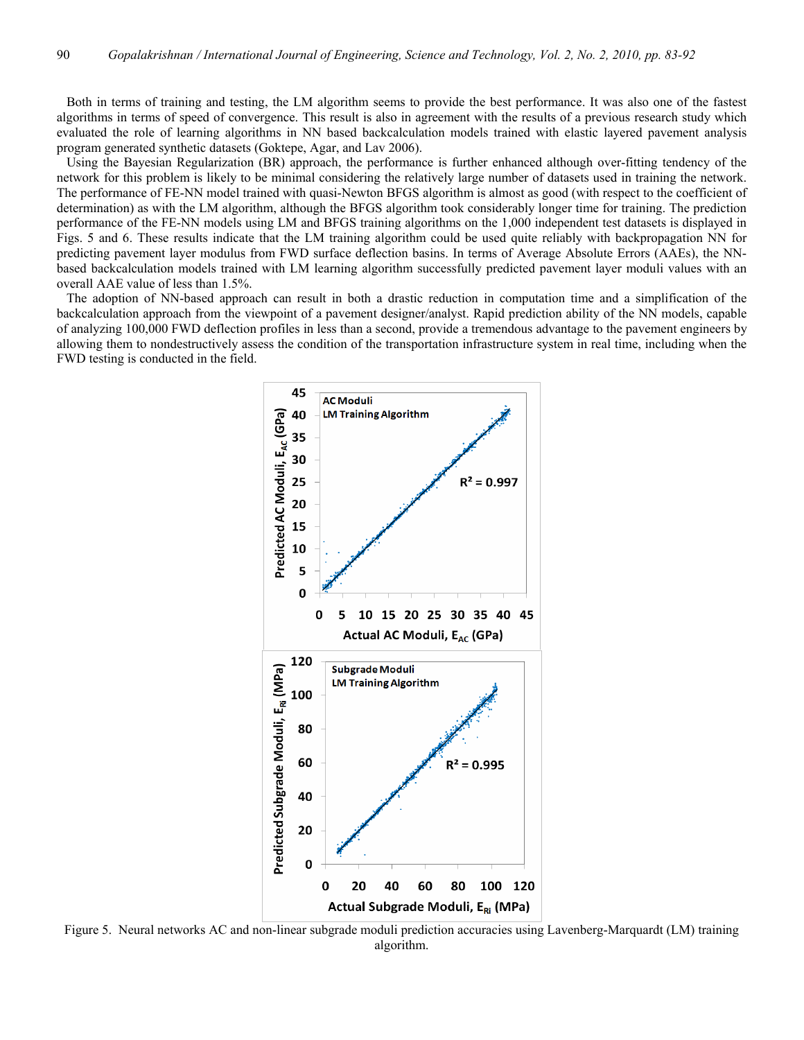Both in terms of training and testing, the LM algorithm seems to provide the best performance. It was also one of the fastest algorithms in terms of speed of convergence. This result is also in agreement with the results of a previous research study which evaluated the role of learning algorithms in NN based backcalculation models trained with elastic layered pavement analysis program generated synthetic datasets (Goktepe, Agar, and Lav 2006).

Using the Bayesian Regularization (BR) approach, the performance is further enhanced although over-fitting tendency of the network for this problem is likely to be minimal considering the relatively large number of datasets used in training the network. The performance of FE-NN model trained with quasi-Newton BFGS algorithm is almost as good (with respect to the coefficient of determination) as with the LM algorithm, although the BFGS algorithm took considerably longer time for training. The prediction performance of the FE-NN models using LM and BFGS training algorithms on the 1,000 independent test datasets is displayed in Figs. 5 and 6. These results indicate that the LM training algorithm could be used quite reliably with backpropagation NN for predicting pavement layer modulus from FWD surface deflection basins. In terms of Average Absolute Errors (AAEs), the NN-based backcalculation models trained with LM learning algorithm successfully predicted pavement layer moduli values with an overall AAE value of less than 1.5%.

The adoption of NN-based approach can result in both a drastic reduction in computation time and a simplification of the backcalculation approach from the viewpoint of a pavement designer/analyst. Rapid prediction ability of the NN models, capable of analyzing 100,000 FWD deflection profiles in less than a second, provide a tremendous advantage to the pavement engineers by allowing them to nondestructively assess the condition of the transportation infrastructure system in real time, including when the FWD testing is conducted in the field.

Figure 5. Neural networks AC and non-linear subgrade moduli prediction accuracies using Lavenberg-Marquardt (LM) training algorithm.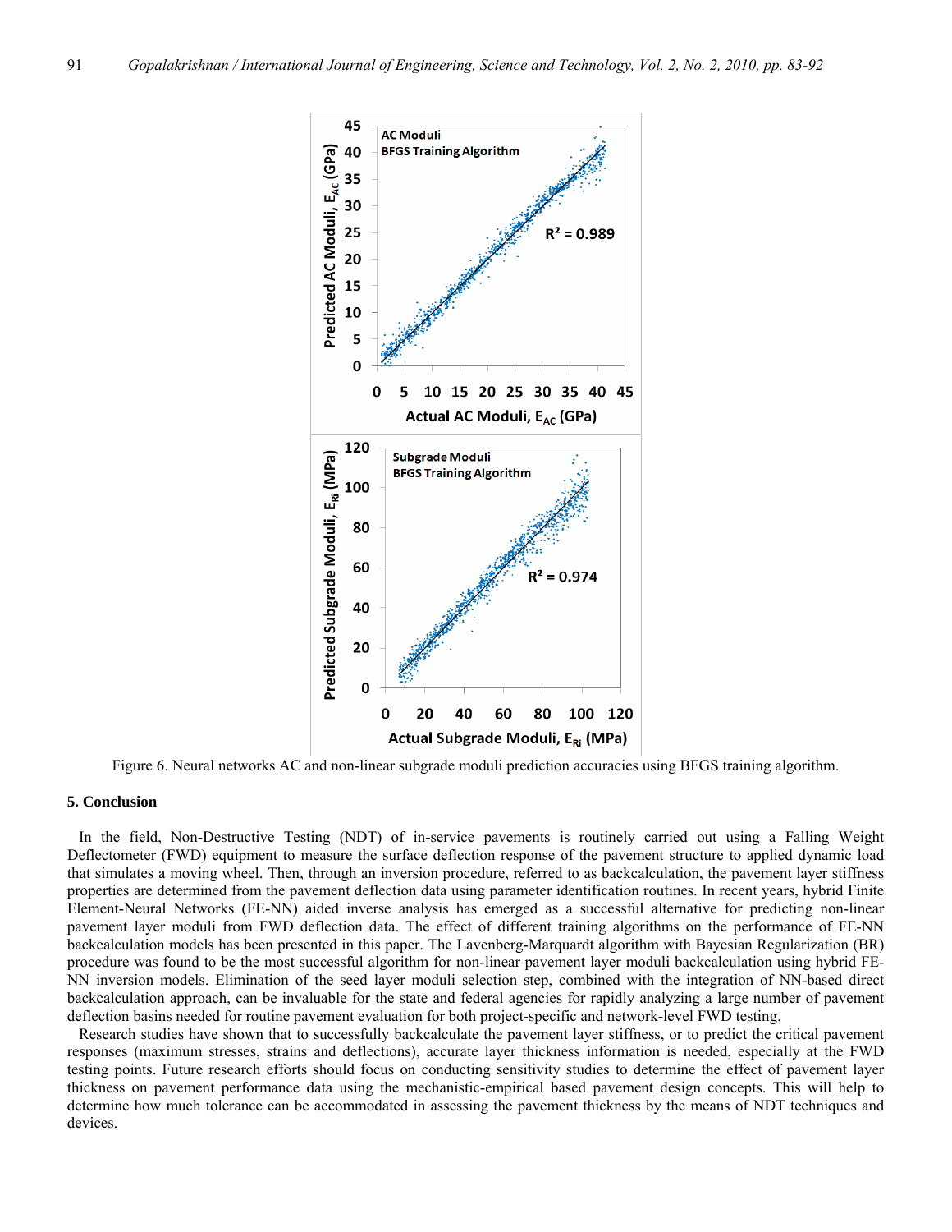Figure 6. Neural networks AC and non-linear subgrade moduli prediction accuracies using BFGS training algorithm.

## 5. Conclusion

In the field, Non-Destructive Testing (NDT) of in-service pavements is routinely carried out using a Falling Weight Deflectometer (FWD) equipment to measure the surface deflection response of the pavement structure to applied dynamic load that simulates a moving wheel. Then, through an inversion procedure, referred to as backcalculation, the pavement layer stiffness properties are determined from the pavement deflection data using parameter identification routines. In recent years, hybrid Finite Element-Neural Networks (FE-NN) aided inverse analysis has emerged as a successful alternative for predicting non-linear pavement layer moduli from FWD deflection data. The effect of different training algorithms on the performance of FE-NN backcalculation models has been presented in this paper. The Lavenberg-Marquardt algorithm with Bayesian Regularization (BR) procedure was found to be the most successful algorithm for non-linear pavement layer moduli backcalculation using hybrid FE-NN inversion models. Elimination of the seed layer moduli selection step, combined with the integration of NN-based direct backcalculation approach, can be invaluable for the state and federal agencies for rapidly analyzing a large number of pavement deflection basins needed for routine pavement evaluation for both project-specific and network-level FWD testing.

Research studies have shown that to successfully backcalculate the pavement layer stiffness, or to predict the critical pavement responses (maximum stresses, strains and deflections), accurate layer thickness information is needed, especially at the FWD testing points. Future research efforts should focus on conducting sensitivity studies to determine the effect of pavement layer thickness on pavement performance data using the mechanistic-empirical based pavement design concepts. This will help to determine how much tolerance can be accommodated in assessing the pavement thickness by the means of NDT techniques and devices.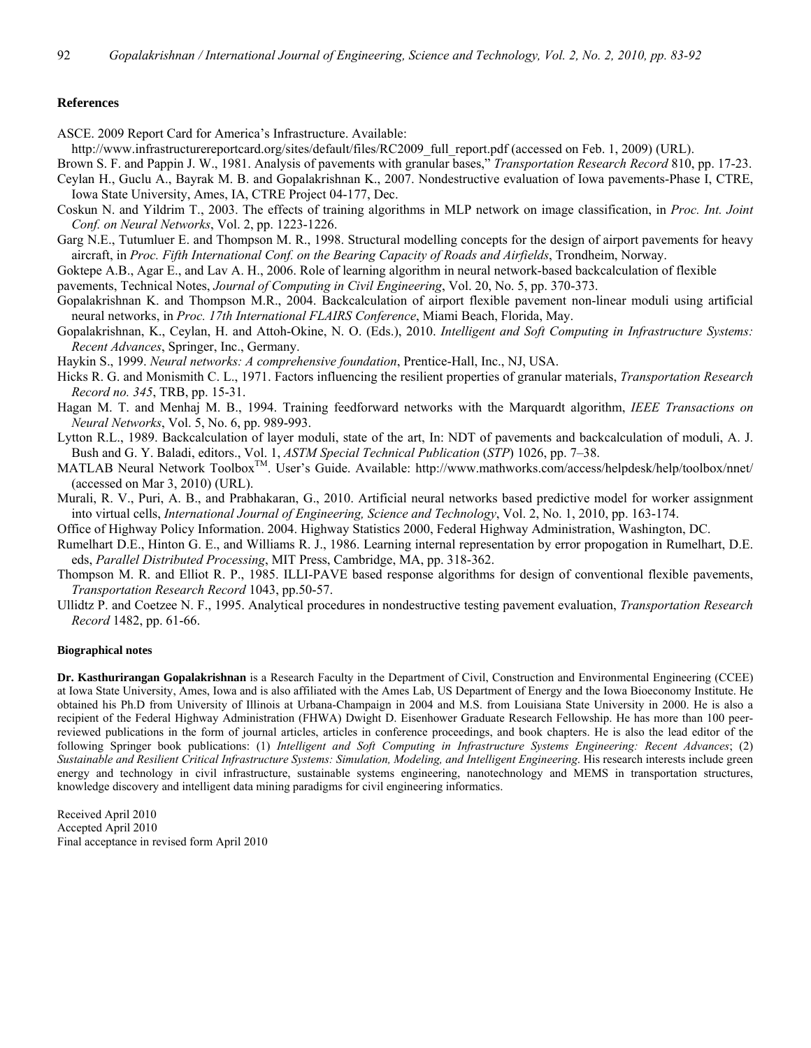## References

ASCE. 2009 Report Card for America's Infrastructure. Available: http://www.infrastructurereportcard.org/sites/default/files/RC2009_full_report.pdf (accessed on Feb. 1, 2009) (URL).

Brown S. F. and Pappin J. W., 1981. Analysis of pavements with granular bases," *Transportation Research Record* 810, pp. 17-23.

Ceylan H., Guclu A., Bayrak M. B. and Gopalakrishnan K., 2007. Nondestructive evaluation of Iowa pavements-Phase I, CTRE, Iowa State University, Ames, IA, CTRE Project 04-177, Dec.

Coskun N. and Yildrim T., 2003. The effects of training algorithms in MLP network on image classification, in *Proc. Int. Joint Conf. on Neural Networks*, Vol. 2, pp. 1223-1226.

Garg N.E., Tutumluer E. and Thompson M. R., 1998. Structural modelling concepts for the design of airport pavements for heavy aircraft, in *Proc. Fifth International Conf. on the Bearing Capacity of Roads and Airfields*, Trondheim, Norway.

Goktepe A.B., Agar E., and Lav A. H., 2006. Role of learning algorithm in neural network-based backcalculation of flexible pavements, Technical Notes, *Journal of Computing in Civil Engineering*, Vol. 20, No. 5, pp. 370-373.

Gopalakrishnan K. and Thompson M.R., 2004. Backcalculation of airport flexible pavement non-linear moduli using artificial neural networks, in *Proc. 17th International FLAIRS Conference*, Miami Beach, Florida, May.

Gopalakrishnan, K., Ceylan, H. and Attoh-Okine, N. O. (Eds.), 2010. *Intelligent and Soft Computing in Infrastructure Systems: Recent Advances*, Springer, Inc., Germany.

Haykin S., 1999. *Neural networks: A comprehensive foundation*, Prentice-Hall, Inc., NJ, USA.

Hicks R. G. and Monismith C. L., 1971. Factors influencing the resilient properties of granular materials, *Transportation Research Record no. 345*, TRB, pp. 15-31.

Hagan M. T. and Menhaj M. B., 1994. Training feedforward networks with the Marquardt algorithm, *IEEE Transactions on Neural Networks*, Vol. 5, No. 6, pp. 989-993.

Lytton R.L., 1989. Backcalculation of layer moduli, state of the art, In: NDT of pavements and backcalculation of moduli, A. J. Bush and G. Y. Baladi, editors., Vol. 1, *ASTM Special Technical Publication* (*STP*) 1026, pp. 7–38.

MATLAB Neural Network Toolbox™. User's Guide. Available: http://www.mathworks.com/access/helpdesk/help/toolbox/nnet/ (accessed on Mar 3, 2010) (URL).

Murali, R. V., Puri, A. B., and Prabhakaran, G., 2010. Artificial neural networks based predictive model for worker assignment into virtual cells, *International Journal of Engineering, Science and Technology*, Vol. 2, No. 1, 2010, pp. 163-174.

Office of Highway Policy Information. 2004. Highway Statistics 2000, Federal Highway Administration, Washington, DC.

Rumelhart D.E., Hinton G. E., and Williams R. J., 1986. Learning internal representation by error propogation in Rumelhart, D.E. eds, *Parallel Distributed Processing*, MIT Press, Cambridge, MA, pp. 318-362.

Thompson M. R. and Elliot R. P., 1985. ILLI-PAVE based response algorithms for design of conventional flexible pavements, *Transportation Research Record* 1043, pp.50-57.

Ullidtz P. and Coetzee N. F., 1995. Analytical procedures in nondestructive testing pavement evaluation, *Transportation Research Record* 1482, pp. 61-66.

### Biographical notes

**Dr. Kasthurirangan Gopalakrishnan** is a Research Faculty in the Department of Civil, Construction and Environmental Engineering (CCEE) at Iowa State University, Ames, Iowa and is also affiliated with the Ames Lab, US Department of Energy and the Iowa Bioeconomy Institute. He obtained his Ph.D from University of Illinois at Urbana-Champaign in 2004 and M.S. from Louisiana State University in 2000. He is also a recipient of the Federal Highway Administration (FHWA) Dwight D. Eisenhower Graduate Research Fellowship. He has more than 100 peer-reviewed publications in the form of journal articles, articles in conference proceedings, and book chapters. He is also the lead editor of the following Springer book publications: (1) *Intelligent and Soft Computing in Infrastructure Systems Engineering: Recent Advances*; (2) *Sustainable and Resilient Critical Infrastructure Systems: Simulation, Modeling, and Intelligent Engineering*. His research interests include green energy and technology in civil infrastructure, sustainable systems engineering, nanotechnology and MEMS in transportation structures, knowledge discovery and intelligent data mining paradigms for civil engineering informatics.

Received April 2010  
Accepted April 2010  
Final acceptance in revised form April 2010